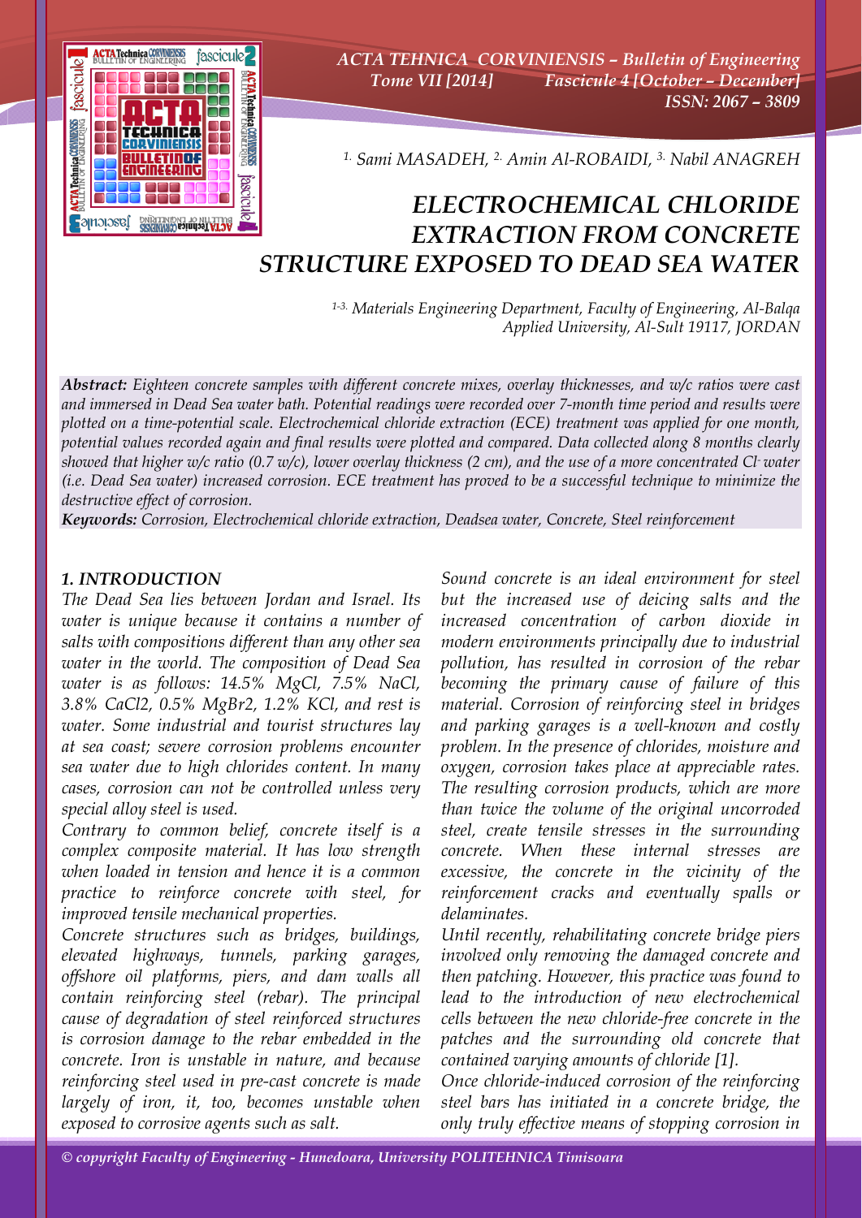[1.] Sami MASADEH, [2.] Amin Al-ROBAIDI, [3.] Nabil ANAGREH

# ELECTROCHEMICAL CHLORIDE EXTRACTION FROM CONCRETE STRUCTURE EXPOSED TO DEAD SEA WATER

[1-3.] Materials Engineering Department, Faculty of Engineering, Al-Balqa Applied University, Al-Sult 19117, JORDAN

***Abstract:*** *Eighteen concrete samples with different concrete mixes, overlay thicknesses, and w/c ratios were cast and immersed in Dead Sea water bath. Potential readings were recorded over 7-month time period and results were plotted on a time-potential scale. Electrochemical chloride extraction (ECE) treatment was applied for one month, potential values recorded again and final results were plotted and compared. Data collected along 8 months clearly showed that higher w/c ratio (0.7 w/c), lower overlay thickness (2 cm), and the use of a more concentrated $Cl^-$ water (i.e. Dead Sea water) increased corrosion. ECE treatment has proved to be a successful technique to minimize the destructive effect of corrosion.*

***Keywords:*** *Corrosion, Electrochemical chloride extraction, Deadsea water, Concrete, Steel reinforcement*

## 1. INTRODUCTION

The Dead Sea lies between Jordan and Israel. Its water is unique because it contains a number of salts with compositions different than any other sea water in the world. The composition of Dead Sea water is as follows: 14.5% MgCl, 7.5% NaCl, 3.8% $CaCl_2$, 0.5% $MgBr_2$, 1.2% KCl, and rest is water. Some industrial and tourist structures lay at sea coast; severe corrosion problems encounter sea water due to high chlorides content. In many cases, corrosion can not be controlled unless very special alloy steel is used.

Contrary to common belief, concrete itself is a complex composite material. It has low strength when loaded in tension and hence it is a common practice to reinforce concrete with steel, for improved tensile mechanical properties.

Concrete structures such as bridges, buildings, elevated highways, tunnels, parking garages, offshore oil platforms, piers, and dam walls all contain reinforcing steel (rebar). The principal cause of degradation of steel reinforced structures is corrosion damage to the rebar embedded in the concrete. Iron is unstable in nature, and because reinforcing steel used in pre-cast concrete is made largely of iron, it, too, becomes unstable when exposed to corrosive agents such as salt.

Sound concrete is an ideal environment for steel but the increased use of deicing salts and the increased concentration of carbon dioxide in modern environments principally due to industrial pollution, has resulted in corrosion of the rebar becoming the primary cause of failure of this material. Corrosion of reinforcing steel in bridges and parking garages is a well-known and costly problem. In the presence of chlorides, moisture and oxygen, corrosion takes place at appreciable rates. The resulting corrosion products, which are more than twice the volume of the original uncorroded steel, create tensile stresses in the surrounding concrete. When these internal stresses are excessive, the concrete in the vicinity of the reinforcement cracks and eventually spalls or delaminates.

Until recently, rehabilitating concrete bridge piers involved only removing the damaged concrete and then patching. However, this practice was found to lead to the introduction of new electrochemical cells between the new chloride-free concrete in the patches and the surrounding old concrete that contained varying amounts of chloride [1].

Once chloride-induced corrosion of the reinforcing steel bars has initiated in a concrete bridge, the only truly effective means of stopping corrosion in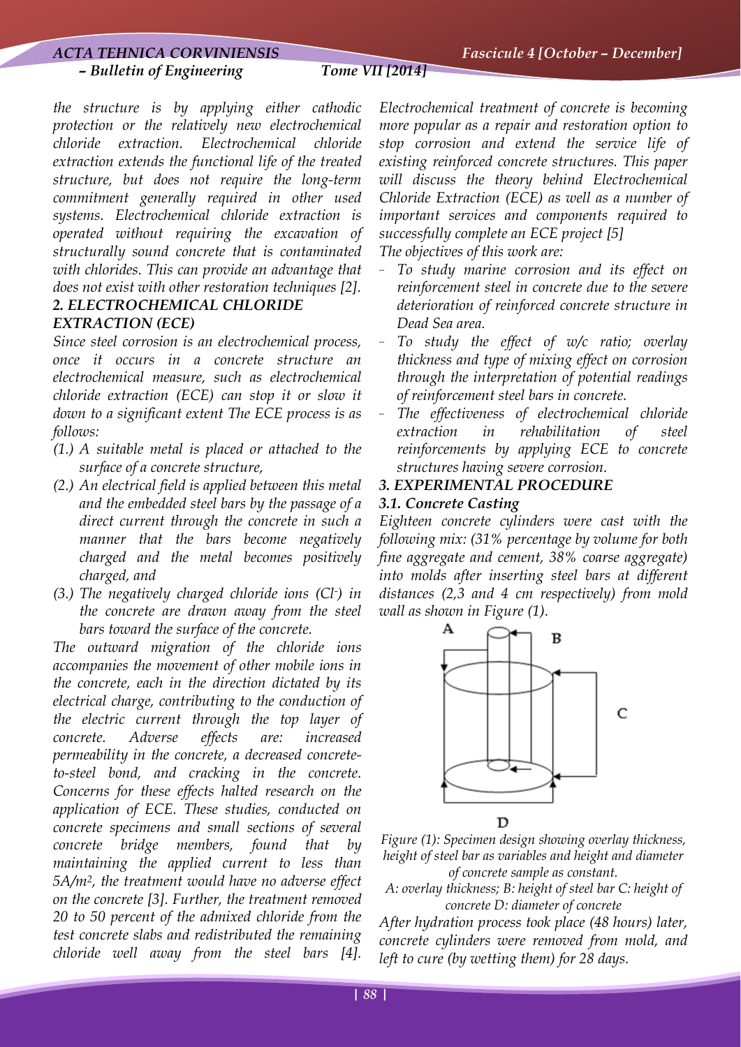*the structure is by applying either cathodic protection or the relatively new electrochemical chloride extraction. Electrochemical chloride extraction extends the functional life of the treated structure, but does not require the long-term commitment generally required in other used systems. Electrochemical chloride extraction is operated without requiring the excavation of structurally sound concrete that is contaminated with chlorides. This can provide an advantage that does not exist with other restoration techniques [2].*

## *2. ELECTROCHEMICAL CHLORIDE EXTRACTION (ECE)*

*Since steel corrosion is an electrochemical process, once it occurs in a concrete structure an electrochemical measure, such as electrochemical chloride extraction (ECE) can stop it or slow it down to a significant extent The ECE process is as follows:*

*(1.) A suitable metal is placed or attached to the surface of a concrete structure,*

*(2.) An electrical field is applied between this metal and the embedded steel bars by the passage of a direct current through the concrete in such a manner that the bars become negatively charged and the metal becomes positively charged, and*

*(3.) The negatively charged chloride ions ($Cl^-$) in the concrete are drawn away from the steel bars toward the surface of the concrete.*

*The outward migration of the chloride ions accompanies the movement of other mobile ions in the concrete, each in the direction dictated by its electrical charge, contributing to the conduction of the electric current through the top layer of concrete. Adverse effects are: increased permeability in the concrete, a decreased concrete-to-steel bond, and cracking in the concrete. Concerns for these effects halted research on the application of ECE. These studies, conducted on concrete specimens and small sections of several concrete bridge members, found that by maintaining the applied current to less than 5A/m$^2$, the treatment would have no adverse effect on the concrete [3]. Further, the treatment removed 20 to 50 percent of the admixed chloride from the test concrete slabs and redistributed the remaining chloride well away from the steel bars [4].*

*Electrochemical treatment of concrete is becoming more popular as a repair and restoration option to stop corrosion and extend the service life of existing reinforced concrete structures. This paper will discuss the theory behind Electrochemical Chloride Extraction (ECE) as well as a number of important services and components required to successfully complete an ECE project [5]*

*The objectives of this work are:*

- *To study marine corrosion and its effect on reinforcement steel in concrete due to the severe deterioration of reinforced concrete structure in Dead Sea area.*
- *To study the effect of w/c ratio; overlay thickness and type of mixing effect on corrosion through the interpretation of potential readings of reinforcement steel bars in concrete.*
- *The effectiveness of electrochemical chloride extraction in rehabilitation of steel reinforcements by applying ECE to concrete structures having severe corrosion.*

## *3. EXPERIMENTAL PROCEDURE*

### *3.1. Concrete Casting*

*Eighteen concrete cylinders were cast with the following mix: (31% percentage by volume for both fine aggregate and cement, 38% coarse aggregate) into molds after inserting steel bars at different distances (2,3 and 4 cm respectively) from mold wall as shown in Figure (1).*

*Figure (1): Specimen design showing overlay thickness, height of steel bar as variables and height and diameter of concrete sample as constant.*

*A: overlay thickness; B: height of steel bar C: height of concrete D: diameter of concrete*

*After hydration process took place (48 hours) later, concrete cylinders were removed from mold, and left to cure (by wetting them) for 28 days.*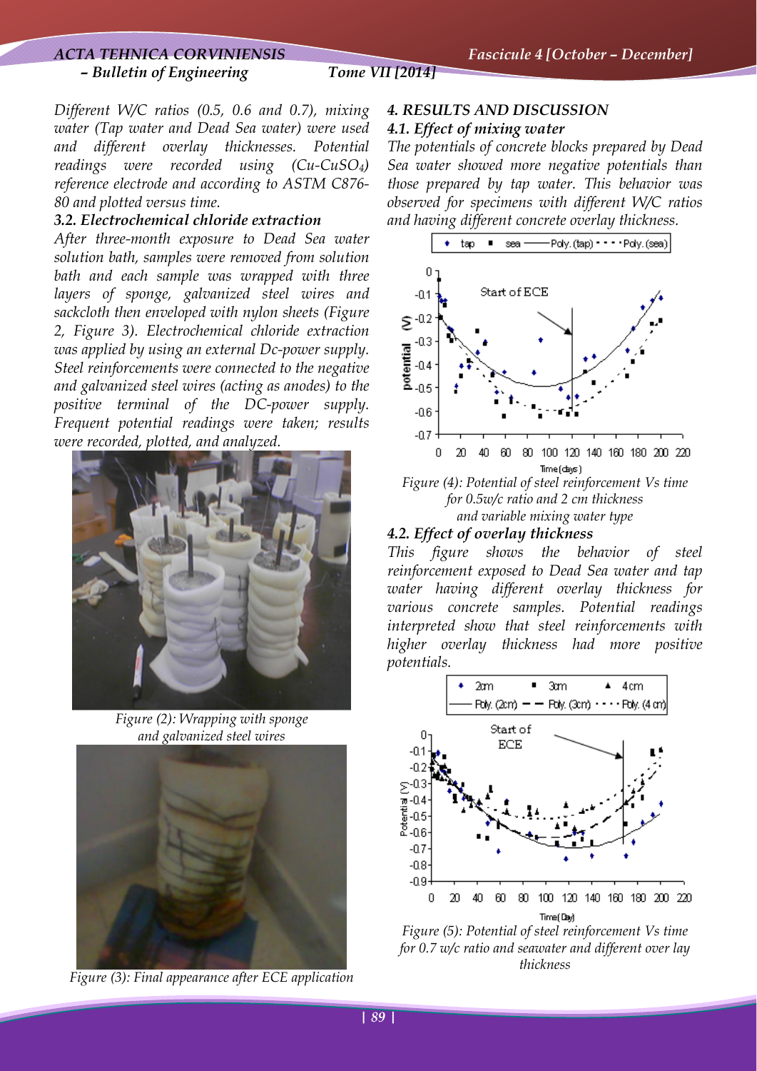Different W/C ratios (0.5, 0.6 and 0.7), mixing water (Tap water and Dead Sea water) were used and different overlay thicknesses. Potential readings were recorded using ($Cu$-$CuSO_4$) reference electrode and according to ASTM C876-80 and plotted versus time.

### 3.2. Electrochemical chloride extraction

After three-month exposure to Dead Sea water solution bath, samples were removed from solution bath and each sample was wrapped with three layers of sponge, galvanized steel wires and sackcloth then enveloped with nylon sheets (Figure 2, Figure 3). Electrochemical chloride extraction was applied by using an external Dc-power supply. Steel reinforcements were connected to the negative and galvanized steel wires (acting as anodes) to the positive terminal of the DC-power supply. Frequent potential readings were taken; results were recorded, plotted, and analyzed.

*Figure (2): Wrapping with sponge and galvanized steel wires*

*Figure (3): Final appearance after ECE application*

## 4. RESULTS AND DISCUSSION

### 4.1. Effect of mixing water

The potentials of concrete blocks prepared by Dead Sea water showed more negative potentials than those prepared by tap water. This behavior was observed for specimens with different W/C ratios and having different concrete overlay thickness.

*Figure (4): Potential of steel reinforcement Vs time for 0.5w/c ratio and 2 cm thickness and variable mixing water type*

### 4.2. Effect of overlay thickness

This figure shows the behavior of steel reinforcement exposed to Dead Sea water and tap water having different overlay thickness for various concrete samples. Potential readings interpreted show that steel reinforcements with higher overlay thickness had more positive potentials.

*Figure (5): Potential of steel reinforcement Vs time for 0.7 w/c ratio and seawater and different over lay thickness*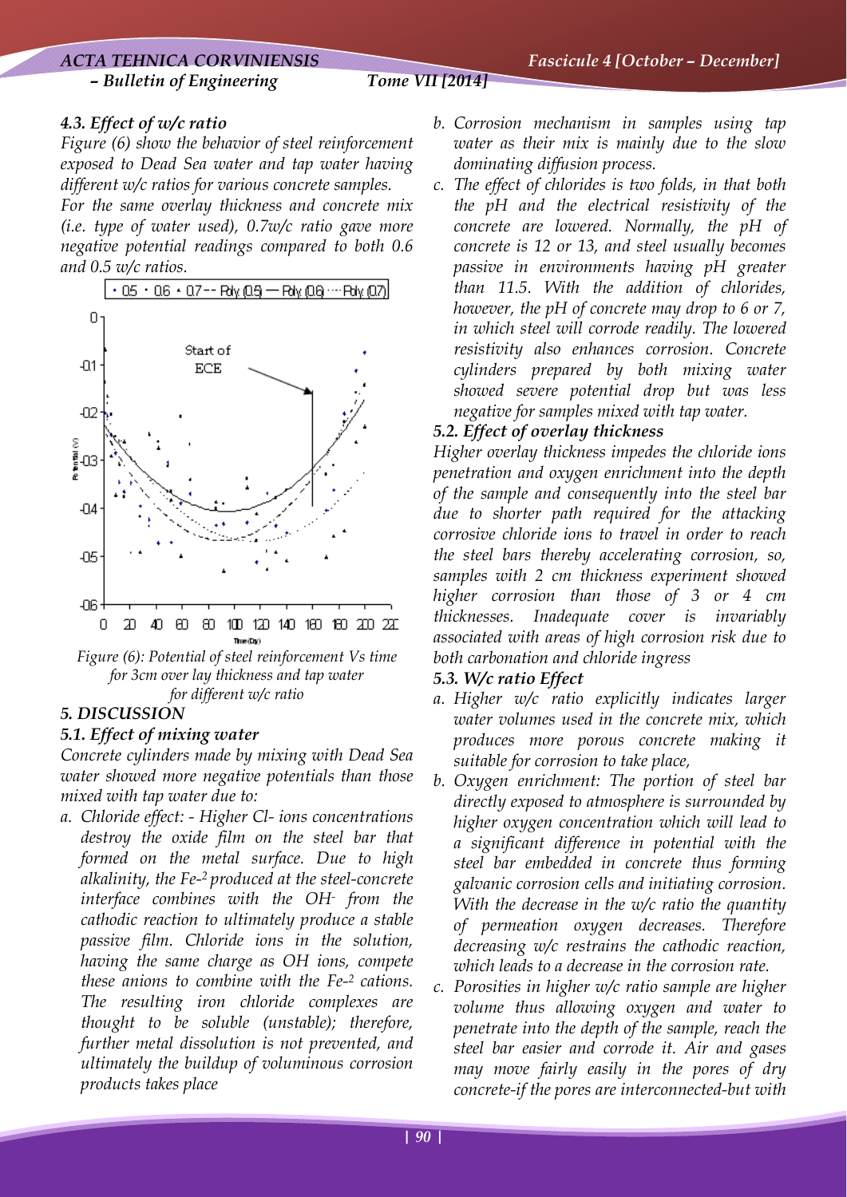### 4.3. Effect of w/c ratio

*Figure (6) show the behavior of steel reinforcement exposed to Dead Sea water and tap water having different w/c ratios for various concrete samples.*

*For the same overlay thickness and concrete mix (i.e. type of water used), 0.7w/c ratio gave more negative potential readings compared to both 0.6 and 0.5 w/c ratios.*

*Figure (6): Potential of steel reinforcement Vs time for 3cm over lay thickness and tap water for different w/c ratio*

## 5. DISCUSSION

### 5.1. Effect of mixing water

*Concrete cylinders made by mixing with Dead Sea water showed more negative potentials than those mixed with tap water due to:*

a. *Chloride effect: - Higher Cl- ions concentrations destroy the oxide film on the steel bar that formed on the metal surface. Due to high alkalinity, the $Fe^{-2}$ produced at the steel-concrete interface combines with the $OH^-$ from the cathodic reaction to ultimately produce a stable passive film. Chloride ions in the solution, having the same charge as OH ions, compete these anions to combine with the $Fe^{-2}$ cations. The resulting iron chloride complexes are thought to be soluble (unstable); therefore, further metal dissolution is not prevented, and ultimately the buildup of voluminous corrosion products takes place*
b. *Corrosion mechanism in samples using tap water as their mix is mainly due to the slow dominating diffusion process.*
c. *The effect of chlorides is two folds, in that both the pH and the electrical resistivity of the concrete are lowered. Normally, the pH of concrete is 12 or 13, and steel usually becomes passive in environments having pH greater than 11.5. With the addition of chlorides, however, the pH of concrete may drop to 6 or 7, in which steel will corrode readily. The lowered resistivity also enhances corrosion. Concrete cylinders prepared by both mixing water showed severe potential drop but was less negative for samples mixed with tap water.*

### 5.2. Effect of overlay thickness

*Higher overlay thickness impedes the chloride ions penetration and oxygen enrichment into the depth of the sample and consequently into the steel bar due to shorter path required for the attacking corrosive chloride ions to travel in order to reach the steel bars thereby accelerating corrosion, so, samples with 2 cm thickness experiment showed higher corrosion than those of 3 or 4 cm thicknesses. Inadequate cover is invariably associated with areas of high corrosion risk due to both carbonation and chloride ingress*

### 5.3. W/c ratio Effect

a. *Higher w/c ratio explicitly indicates larger water volumes used in the concrete mix, which produces more porous concrete making it suitable for corrosion to take place,*
b. *Oxygen enrichment: The portion of steel bar directly exposed to atmosphere is surrounded by higher oxygen concentration which will lead to a significant difference in potential with the steel bar embedded in concrete thus forming galvanic corrosion cells and initiating corrosion. With the decrease in the w/c ratio the quantity of permeation oxygen decreases. Therefore decreasing w/c restrains the cathodic reaction, which leads to a decrease in the corrosion rate.*
c. *Porosities in higher w/c ratio sample are higher volume thus allowing oxygen and water to penetrate into the depth of the sample, reach the steel bar easier and corrode it. Air and gases may move fairly easily in the pores of dry concrete-if the pores are interconnected-but with*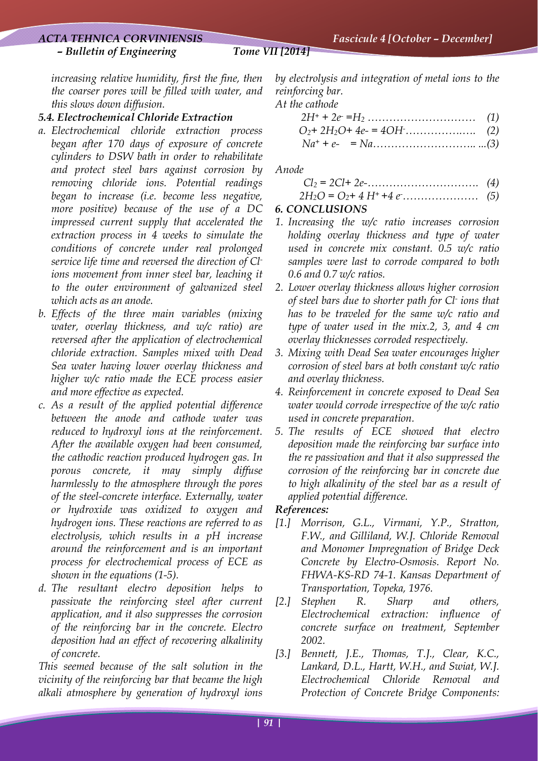*increasing relative humidity, first the fine, then the coarser pores will be filled with water, and this slows down diffusion.*

### *5.4. Electrochemical Chloride Extraction*

*a. Electrochemical chloride extraction process began after 170 days of exposure of concrete cylinders to DSW bath in order to rehabilitate and protect steel bars against corrosion by removing chloride ions. Potential readings began to increase (i.e. become less negative, more positive) because of the use of a DC impressed current supply that accelerated the extraction process in 4 weeks to simulate the conditions of concrete under real prolonged service life time and reversed the direction of $Cl^-$ ions movement from inner steel bar, leaching it to the outer environment of galvanized steel which acts as an anode.*

*b. Effects of the three main variables (mixing water, overlay thickness, and w/c ratio) are reversed after the application of electrochemical chloride extraction. Samples mixed with Dead Sea water having lower overlay thickness and higher w/c ratio made the ECE process easier and more effective as expected.*

*c. As a result of the applied potential difference between the anode and cathode water was reduced to hydroxyl ions at the reinforcement. After the available oxygen had been consumed, the cathodic reaction produced hydrogen gas. In porous concrete, it may simply diffuse harmlessly to the atmosphere through the pores of the steel-concrete interface. Externally, water or hydroxide was oxidized to oxygen and hydrogen ions. These reactions are referred to as electrolysis, which results in a pH increase around the reinforcement and is an important process for electrochemical process of ECE as shown in the equations (1-5).*

*d. The resultant electro deposition helps to passivate the reinforcing steel after current application, and it also suppresses the corrosion of the reinforcing bar in the concrete. Electro deposition had an effect of recovering alkalinity of concrete.*

*This seemed because of the salt solution in the vicinity of the reinforcing bar that became the high alkali atmosphere by generation of hydroxyl ions by electrolysis and integration of metal ions to the reinforcing bar.*

*At the cathode*

$$2H^+ + 2e^- = H_2 \qquad (1)$$

$$O_2 + 2H_2O + 4e^- = 4OH^- \qquad (2)$$

$$Na^+ + e^- = Na \qquad (3)$$

*Anode*

$$Cl_2 = 2Cl + 2e^- \qquad (4)$$

$$2H_2O = O_2 + 4H^+ + 4e^- \qquad (5)$$

## *6. CONCLUSIONS*

1. *Increasing the w/c ratio increases corrosion holding overlay thickness and type of water used in concrete mix constant. 0.5 w/c ratio samples were last to corrode compared to both 0.6 and 0.7 w/c ratios.*
2. *Lower overlay thickness allows higher corrosion of steel bars due to shorter path for $Cl^-$ ions that has to be traveled for the same w/c ratio and type of water used in the mix.2, 3, and 4 cm overlay thicknesses corroded respectively.*
3. *Mixing with Dead Sea water encourages higher corrosion of steel bars at both constant w/c ratio and overlay thickness.*
4. *Reinforcement in concrete exposed to Dead Sea water would corrode irrespective of the w/c ratio used in concrete preparation.*
5. *The results of ECE showed that electro deposition made the reinforcing bar surface into the re passivation and that it also suppressed the corrosion of the reinforcing bar in concrete due to high alkalinity of the steel bar as a result of applied potential difference.*

### *References:*

[1.] *Morrison, G.L., Virmani, Y.P., Stratton, F.W., and Gilliland, W.J. Chloride Removal and Monomer Impregnation of Bridge Deck Concrete by Electro-Osmosis. Report No. FHWA-KS-RD 74-1. Kansas Department of Transportation, Topeka, 1976.*

[2.] *Stephen R. Sharp and others, Electrochemical extraction: influence of concrete surface on treatment, September 2002.*

[3.] *Bennett, J.E., Thomas, T.J., Clear, K.C., Lankard, D.L., Hartt, W.H., and Swiat, W.J. Electrochemical Chloride Removal and Protection of Concrete Bridge Components:*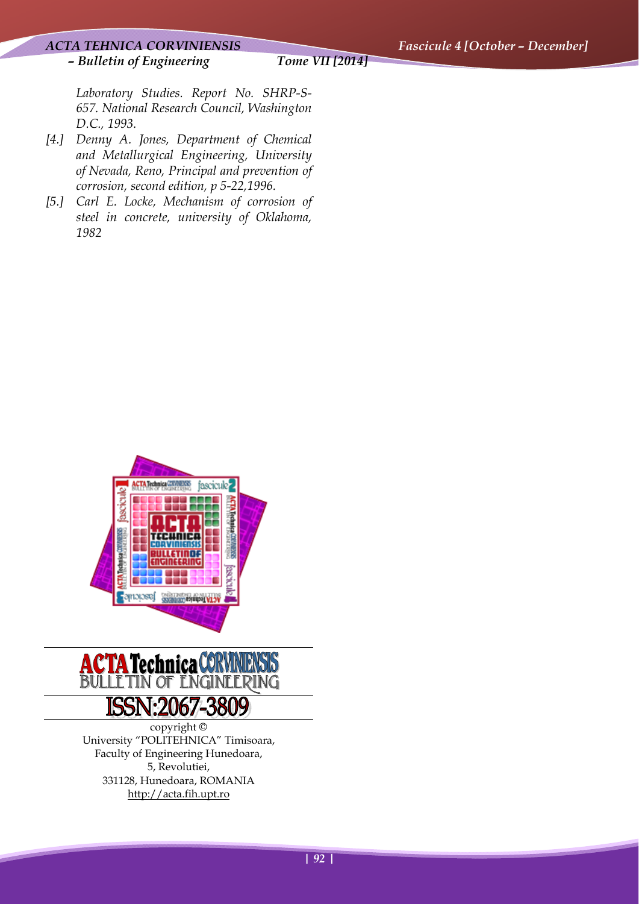Laboratory Studies. Report No. SHRP-S-657. National Research Council, Washington D.C., 1993.

[4.] Denny A. Jones, Department of Chemical and Metallurgical Engineering, University of Nevada, Reno, Principal and prevention of corrosion, second edition, p 5-22,1996.

[5.] Carl E. Locke, Mechanism of corrosion of steel in concrete, university of Oklahoma, 1982

ACTA Technica CORVINIENSIS
BULLETIN OF ENGINEERING

ISSN:2067-3809

copyright ©
University "POLITEHNICA" Timisoara,
Faculty of Engineering Hunedoara,
5, Revolutiei,
331128, Hunedoara, ROMANIA
http://acta.fih.upt.ro